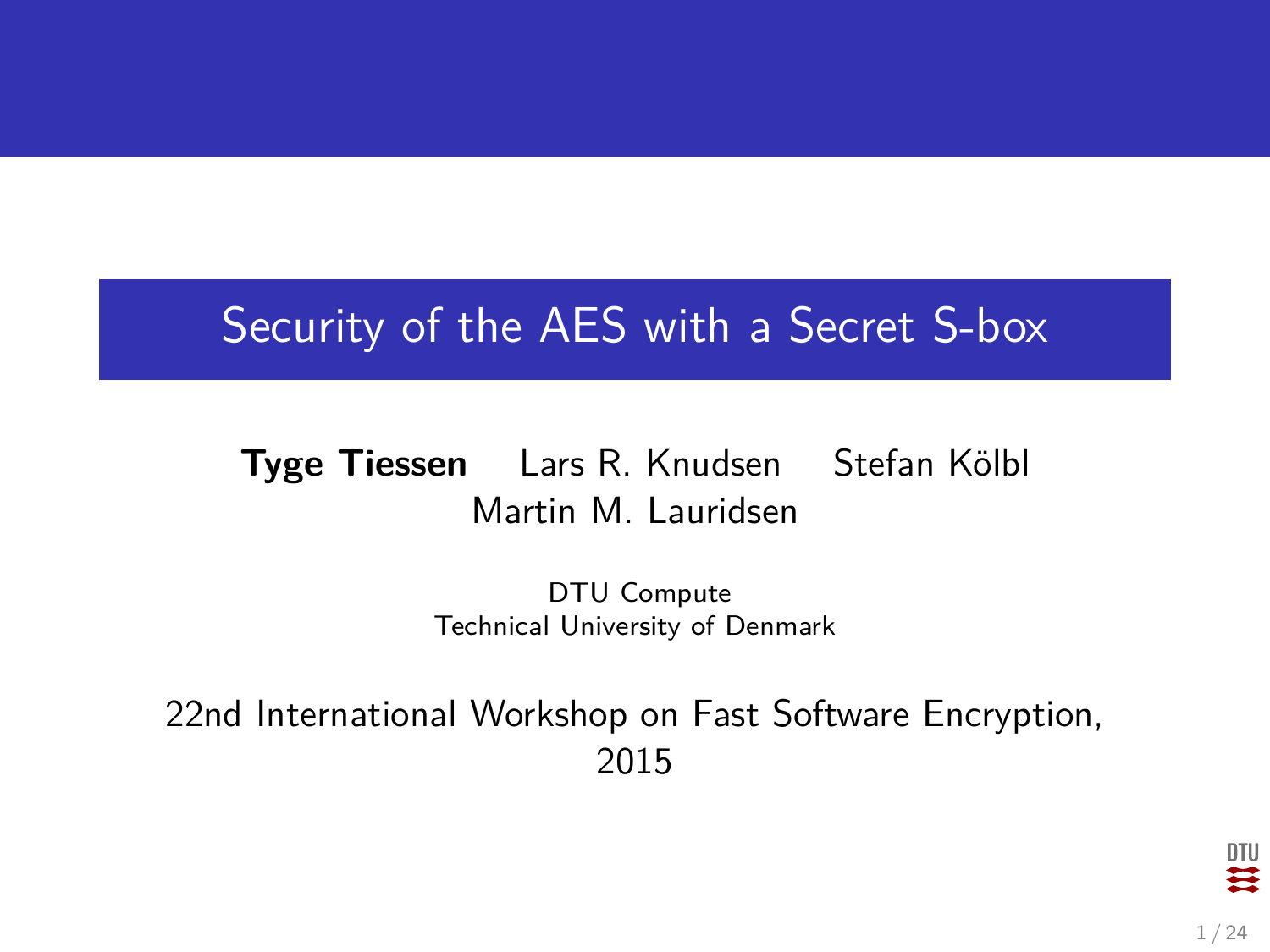# Security of the AES with a Secret S-box

**Tyge Tiessen** Lars R. Knudsen Stefan Kölbl
Martin M. Lauridsen

DTU Compute
Technical University of Denmark

22nd International Workshop on Fast Software Encryption, 2015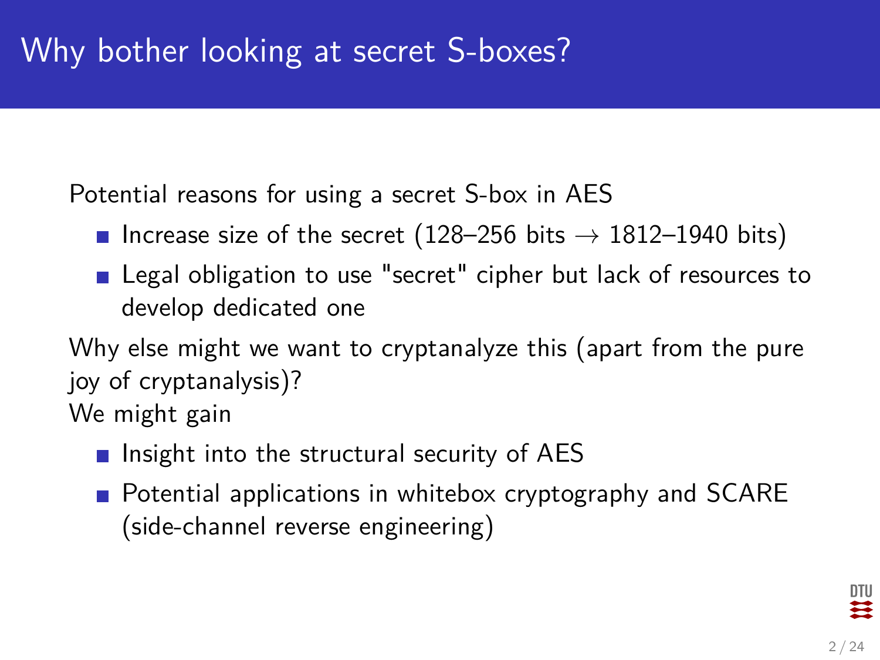# Why bother looking at secret S-boxes?

Potential reasons for using a secret S-box in AES

- Increase size of the secret (128–256 bits $\rightarrow$ 1812–1940 bits)
- Legal obligation to use "secret" cipher but lack of resources to develop dedicated one

Why else might we want to cryptanalyze this (apart from the pure joy of cryptanalysis)?

We might gain

- Insight into the structural security of AES
- Potential applications in whitebox cryptography and SCARE (side-channel reverse engineering)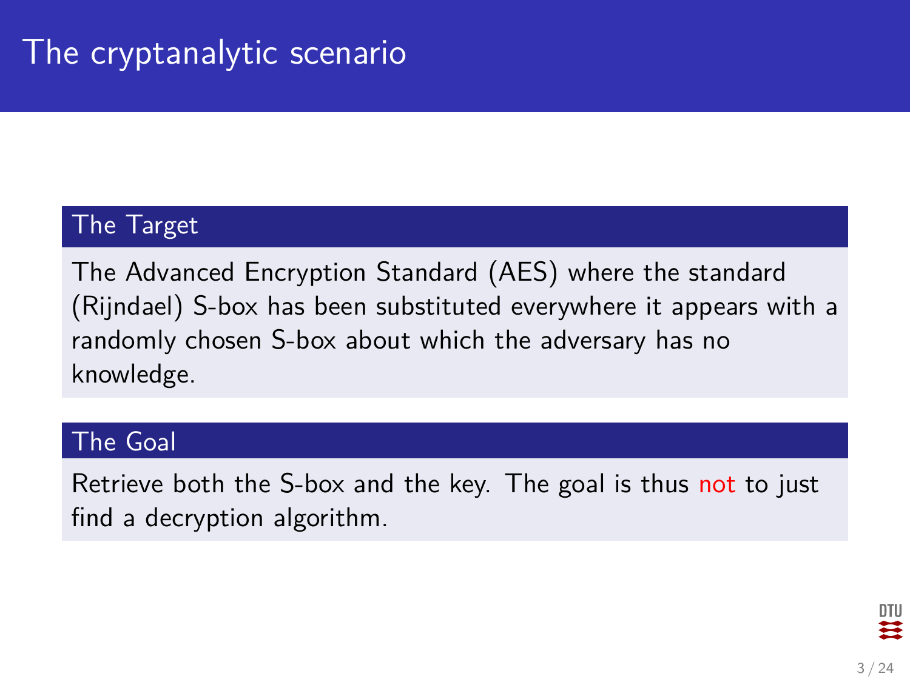# The cryptanalytic scenario

## The Target

The Advanced Encryption Standard (AES) where the standard (Rijndael) S-box has been substituted everywhere it appears with a randomly chosen S-box about which the adversary has no knowledge.

## The Goal

Retrieve both the S-box and the key. The goal is thus not to just find a decryption algorithm.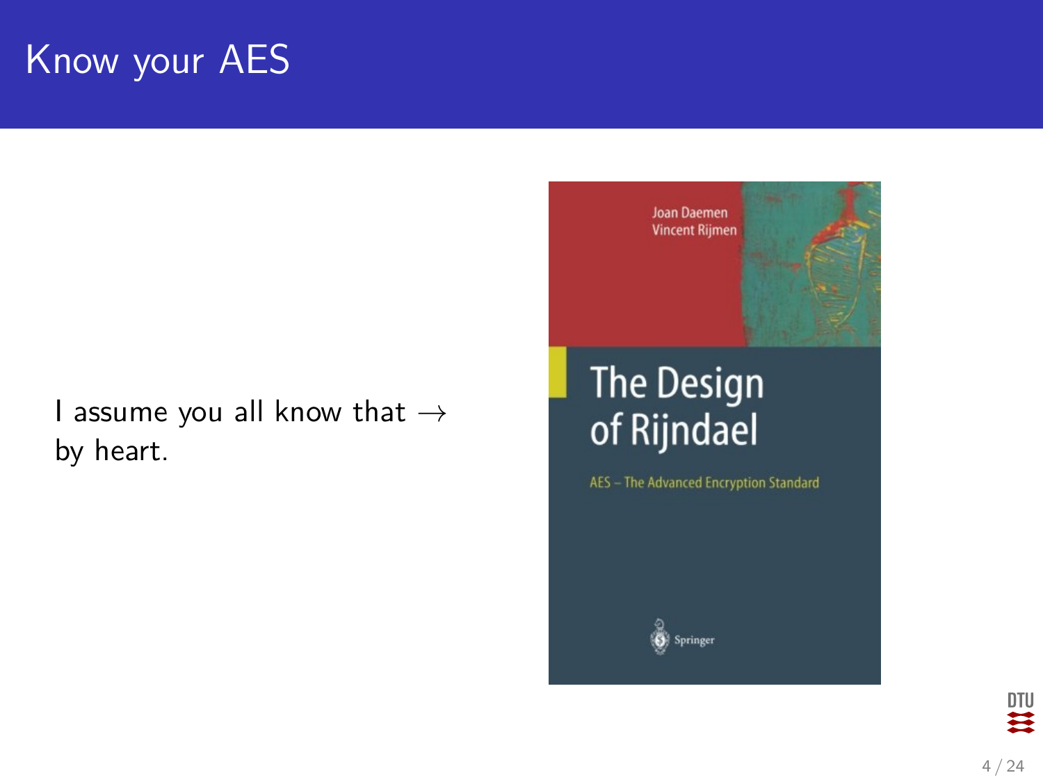# Know your AES

I assume you all know that $\rightarrow$ by heart.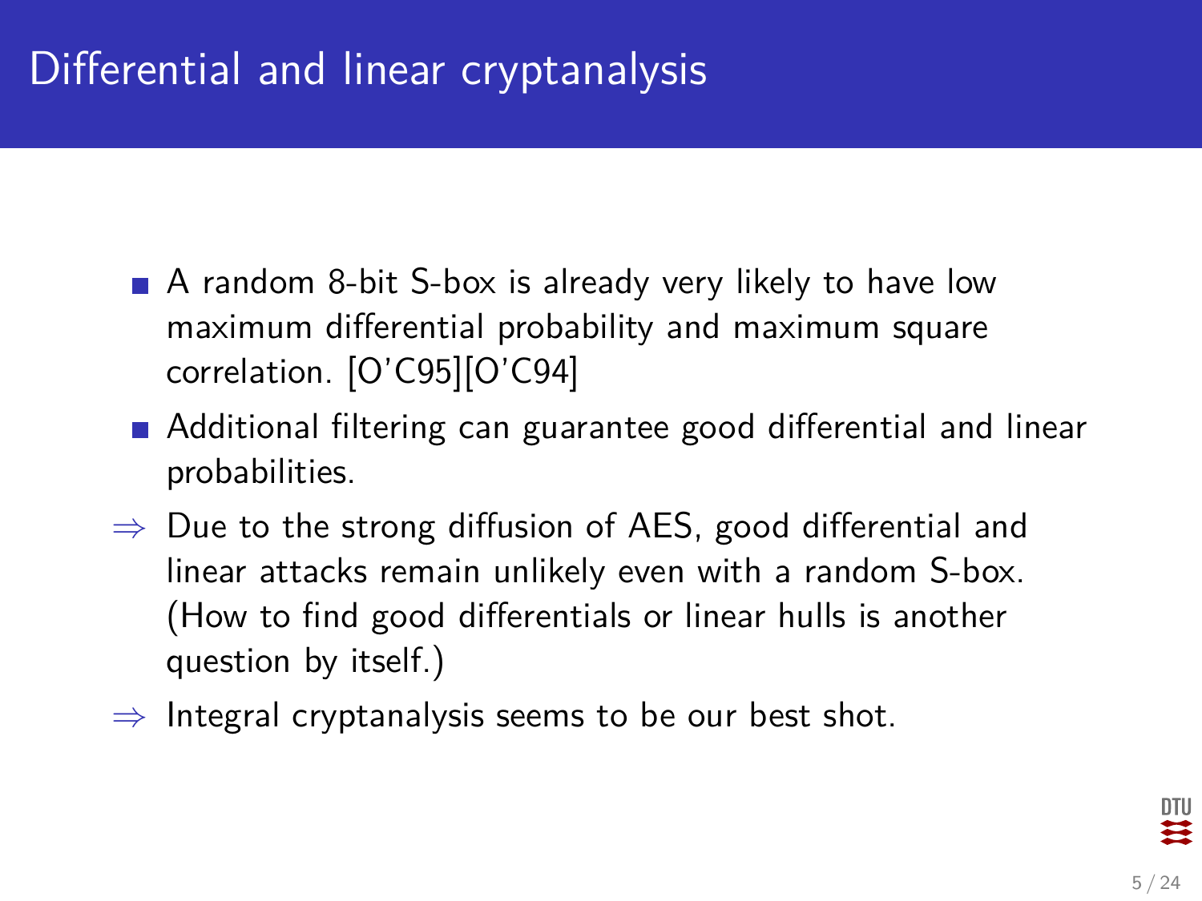# Differential and linear cryptanalysis

- A random 8-bit S-box is already very likely to have low maximum differential probability and maximum square correlation. [O'C95][O'C94]
- Additional filtering can guarantee good differential and linear probabilities.

$\Rightarrow$ Due to the strong diffusion of AES, good differential and linear attacks remain unlikely even with a random S-box. (How to find good differentials or linear hulls is another question by itself.)

$\Rightarrow$ Integral cryptanalysis seems to be our best shot.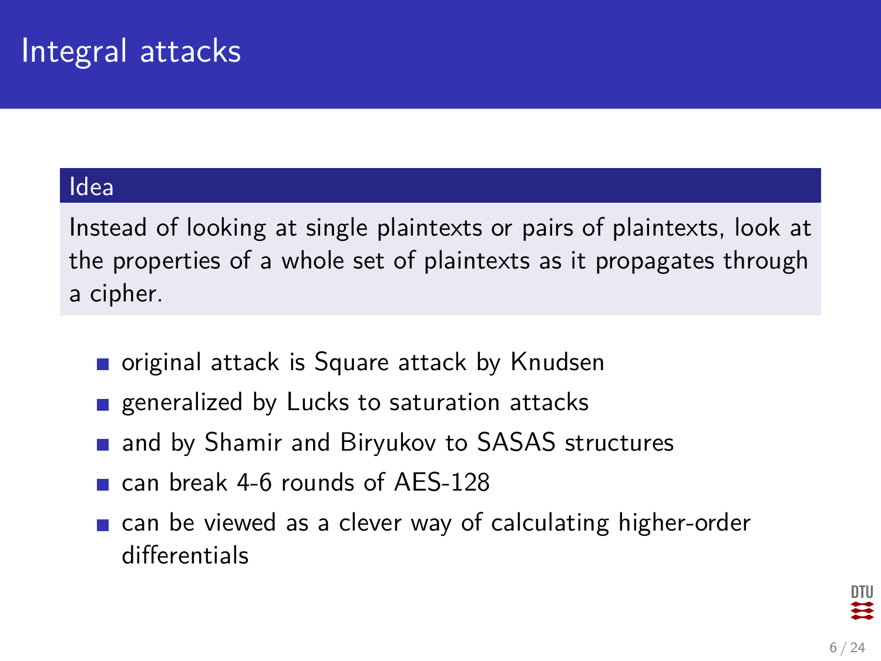# Integral attacks

**Idea**

Instead of looking at single plaintexts or pairs of plaintexts, look at the properties of a whole set of plaintexts as it propagates through a cipher.

- original attack is Square attack by Knudsen
- generalized by Lucks to saturation attacks
- and by Shamir and Biryukov to SASAS structures
- can break 4-6 rounds of AES-128
- can be viewed as a clever way of calculating higher-order differentials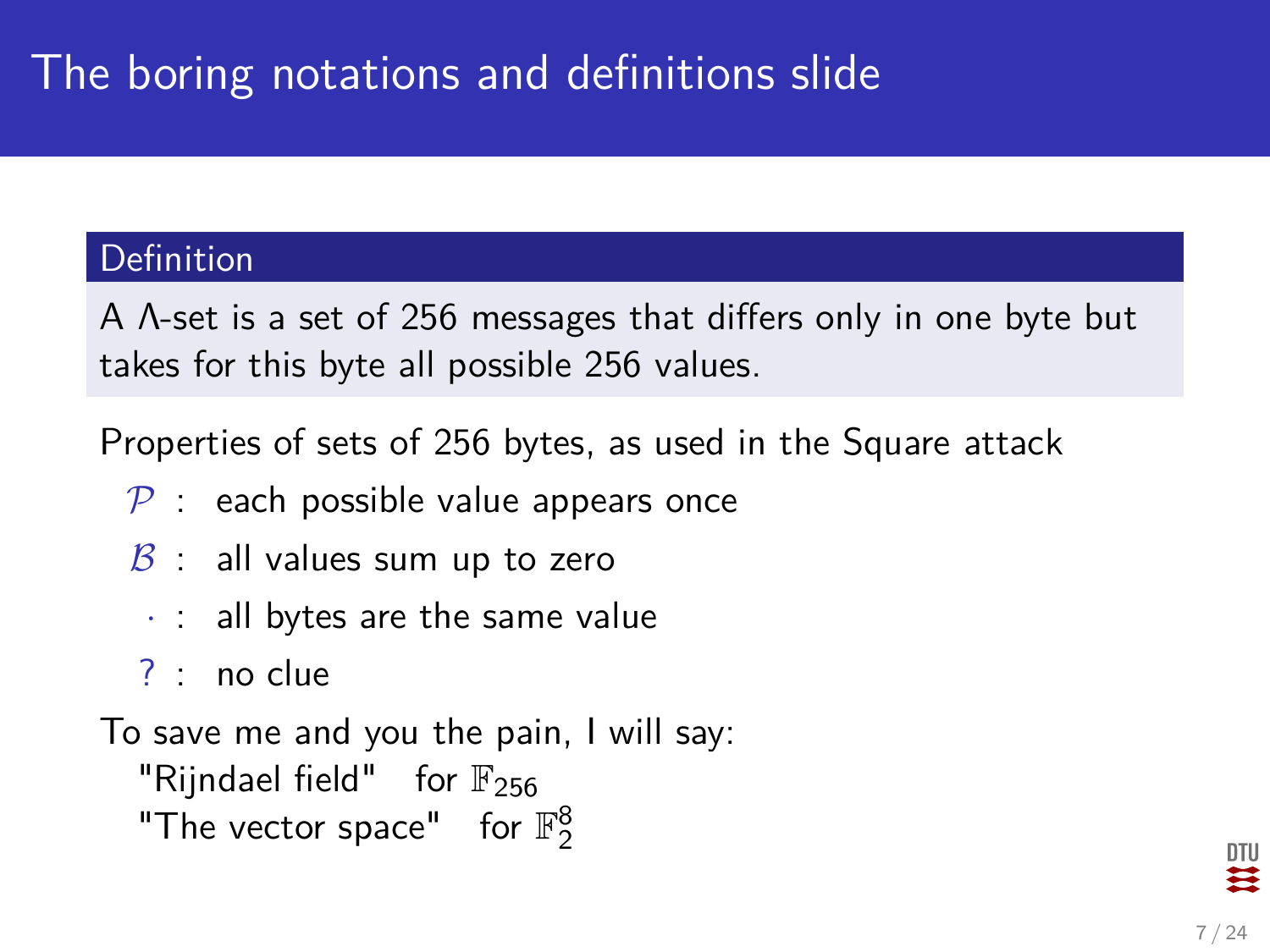# The boring notations and definitions slide

**Definition**

A Λ-set is a set of 256 messages that differs only in one byte but takes for this byte all possible 256 values.

Properties of sets of 256 bytes, as used in the Square attack

- $\mathcal{P}$ : each possible value appears once
- $\mathcal{B}$ : all values sum up to zero
- $\cdot$ : all bytes are the same value
- ? : no clue

To save me and you the pain, I will say:

"Rijndael field" for $\mathbb{F}_{256}$

"The vector space" for $\mathbb{F}_2^8$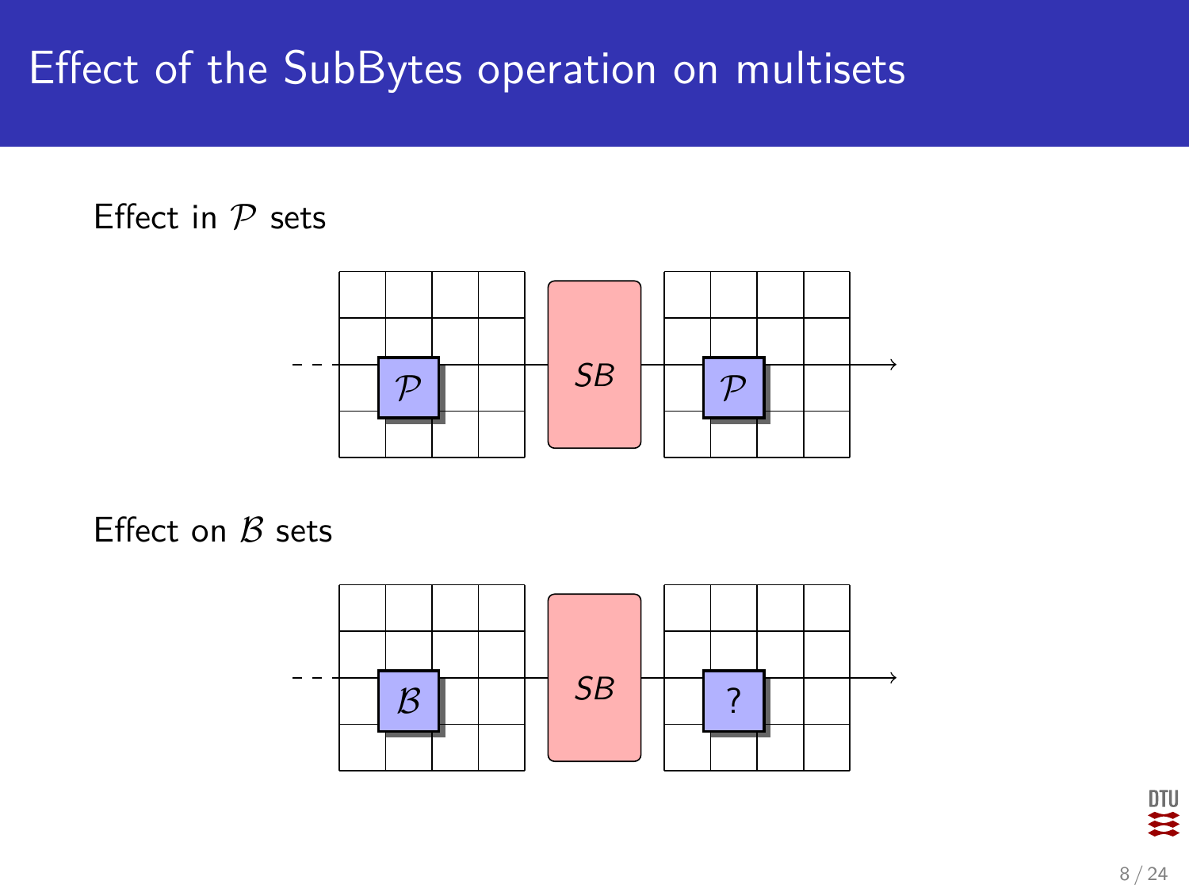# Effect of the SubBytes operation on multisets

Effect in $\mathcal{P}$ sets

Effect on $\mathcal{B}$ sets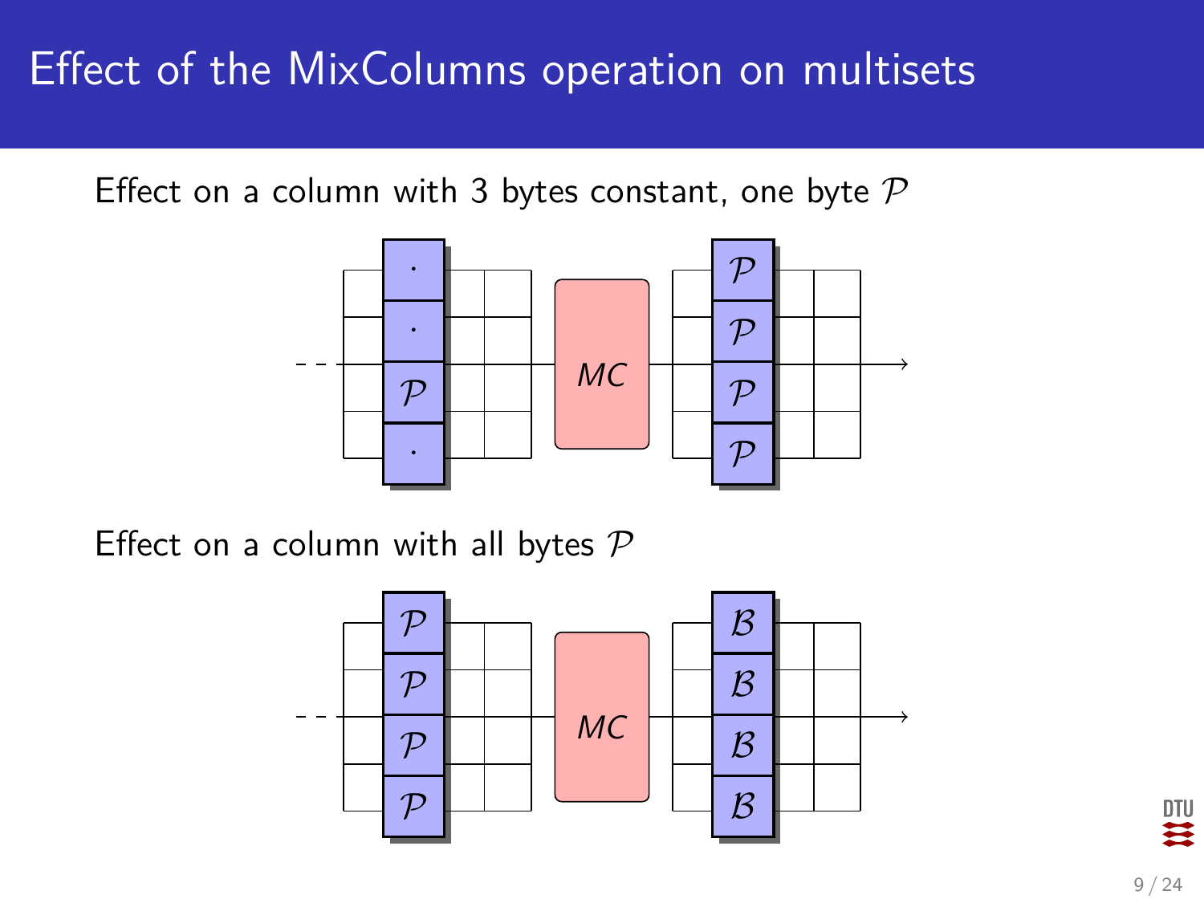# Effect of the MixColumns operation on multisets

Effect on a column with 3 bytes constant, one byte $\mathcal{P}$

Effect on a column with all bytes $\mathcal{P}$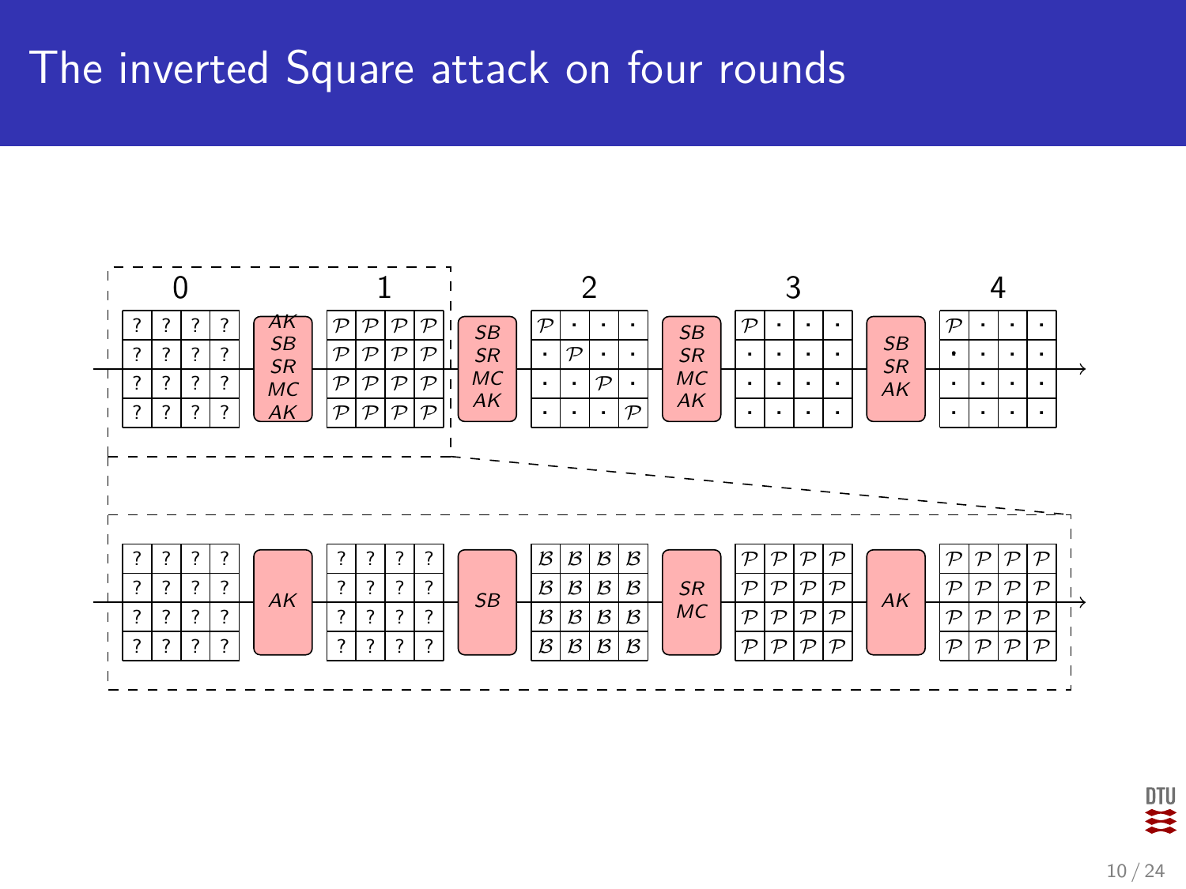# The inverted Square attack on four rounds

**Top row (rounds 0–4):**

| | 0 | | 1 | | 2 | | 3 | | 4 |
|---|---|---|---|---|---|---|---|---|---|
| | ? ? ? ? | AK SB SR MC AK | $\mathcal{P}$ $\mathcal{P}$ $\mathcal{P}$ $\mathcal{P}$ | SB SR MC AK | $\mathcal{P}$ · · · | SB SR MC AK | $\mathcal{P}$ · · · | SB SR AK | $\mathcal{P}$ · · · |
| | ? ? ? ? | | $\mathcal{P}$ $\mathcal{P}$ $\mathcal{P}$ $\mathcal{P}$ | | · $\mathcal{P}$ · · | | · · · · | | · · · · |
| | ? ? ? ? | | $\mathcal{P}$ $\mathcal{P}$ $\mathcal{P}$ $\mathcal{P}$ | | · · $\mathcal{P}$ · | | · · · · | | · · · · |
| | ? ? ? ? | | $\mathcal{P}$ $\mathcal{P}$ $\mathcal{P}$ $\mathcal{P}$ | | · · · $\mathcal{P}$ | | · · · · | | · · · · |

**Bottom row (expansion of rounds 0–1):**

| ? ? ? ? | AK | ? ? ? ? | SB | $\mathcal{B}$ $\mathcal{B}$ $\mathcal{B}$ $\mathcal{B}$ | SR MC | $\mathcal{P}$ $\mathcal{P}$ $\mathcal{P}$ $\mathcal{P}$ | AK | $\mathcal{P}$ $\mathcal{P}$ $\mathcal{P}$ $\mathcal{P}$ |
|---|---|---|---|---|---|---|---|---|
| ? ? ? ? | | ? ? ? ? | | $\mathcal{B}$ $\mathcal{B}$ $\mathcal{B}$ $\mathcal{B}$ | | $\mathcal{P}$ $\mathcal{P}$ $\mathcal{P}$ $\mathcal{P}$ | | $\mathcal{P}$ $\mathcal{P}$ $\mathcal{P}$ $\mathcal{P}$ |
| ? ? ? ? | | ? ? ? ? | | $\mathcal{B}$ $\mathcal{B}$ $\mathcal{B}$ $\mathcal{B}$ | | $\mathcal{P}$ $\mathcal{P}$ $\mathcal{P}$ $\mathcal{P}$ | | $\mathcal{P}$ $\mathcal{P}$ $\mathcal{P}$ $\mathcal{P}$ |
| ? ? ? ? | | ? ? ? ? | | $\mathcal{B}$ $\mathcal{B}$ $\mathcal{B}$ $\mathcal{B}$ | | $\mathcal{P}$ $\mathcal{P}$ $\mathcal{P}$ $\mathcal{P}$ | | $\mathcal{P}$ $\mathcal{P}$ $\mathcal{P}$ $\mathcal{P}$ |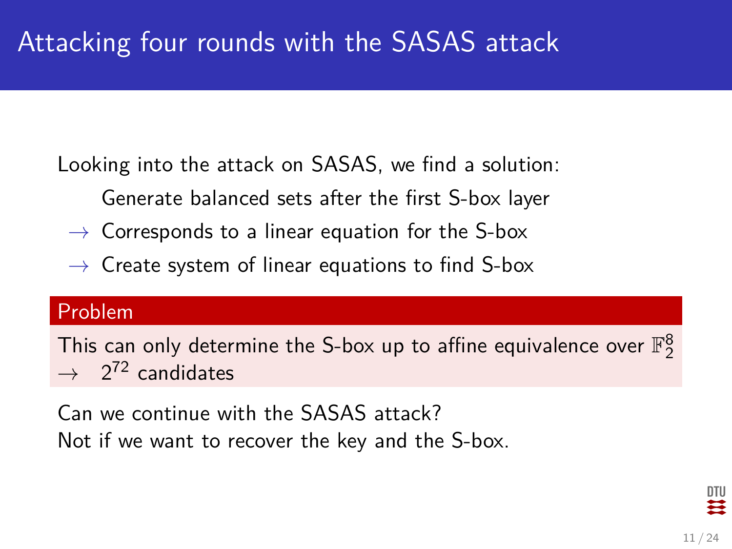# Attacking four rounds with the SASAS attack

Looking into the attack on SASAS, we find a solution:

Generate balanced sets after the first S-box layer

$\rightarrow$ Corresponds to a linear equation for the S-box

$\rightarrow$ Create system of linear equations to find S-box

**Problem**

This can only determine the S-box up to affine equivalence over $\mathbb{F}_2^8$
$\rightarrow$ $2^{72}$ candidates

Can we continue with the SASAS attack?
Not if we want to recover the key and the S-box.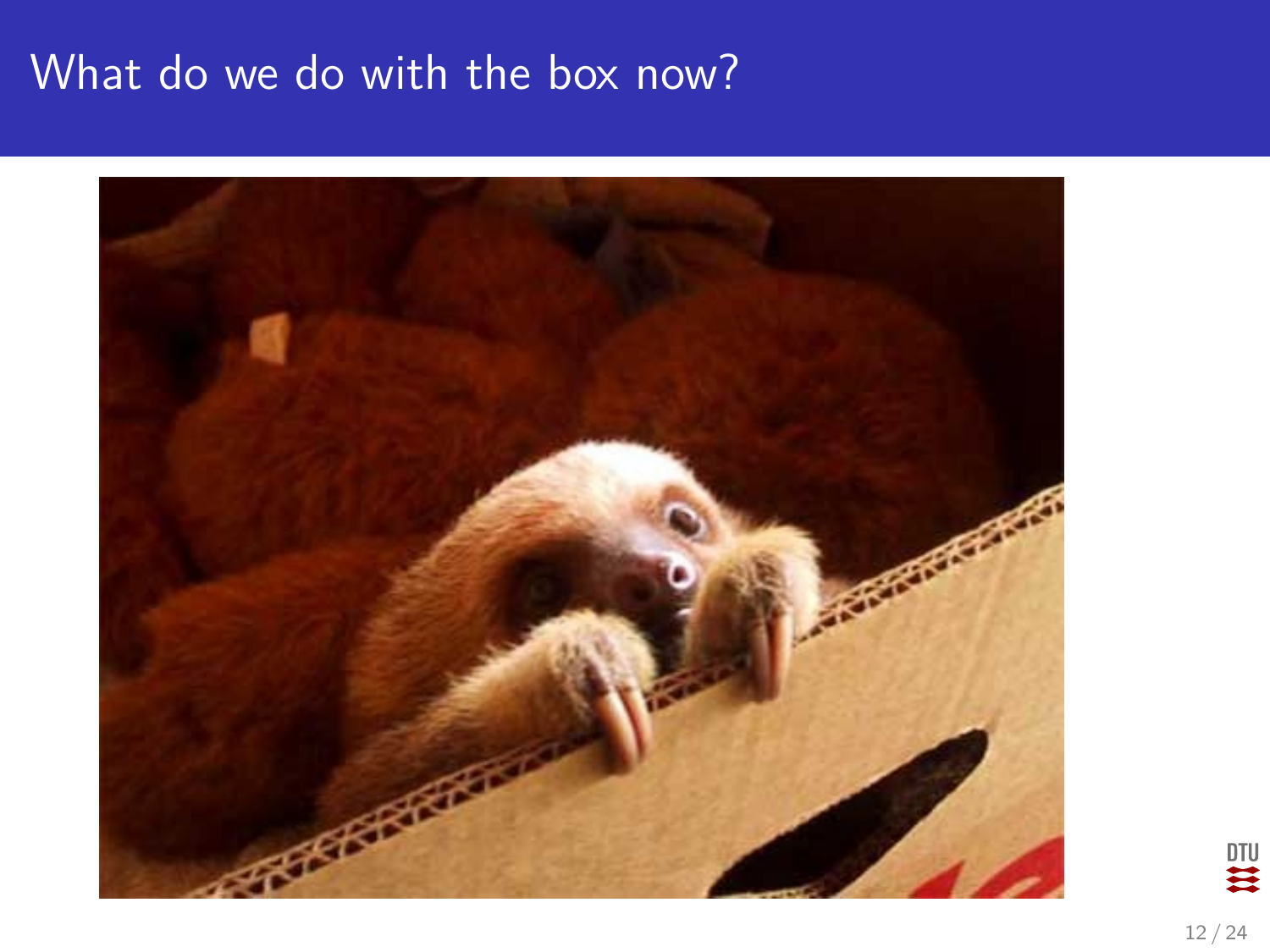# What do we do with the box now?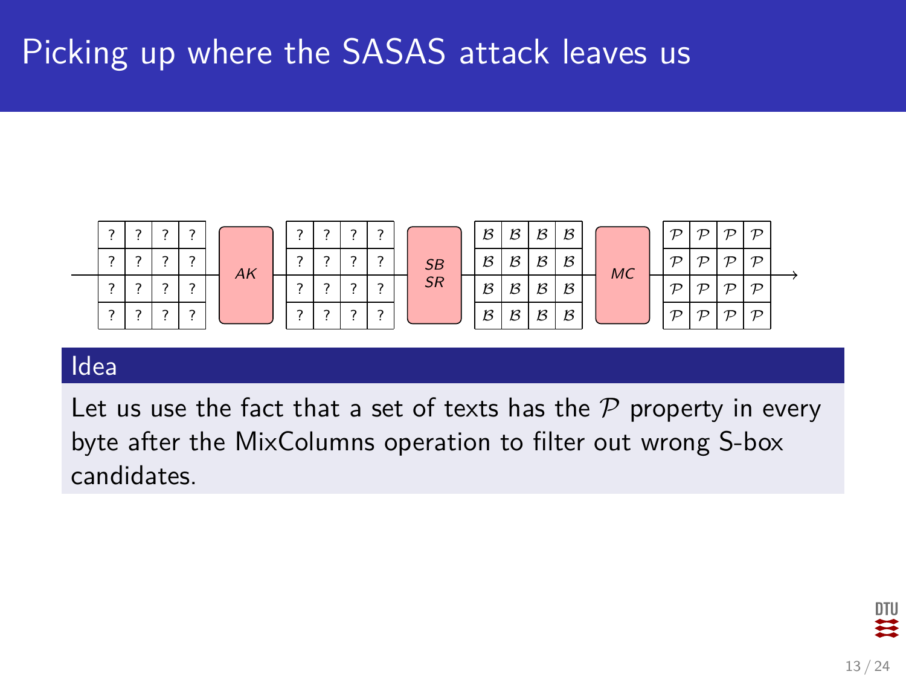# Picking up where the SASAS attack leaves us

| ? | ? | ? | ? |
|---|---|---|---|
| ? | ? | ? | ? |
| ? | ? | ? | ? |
| ? | ? | ? | ? |

→ *AK* →

| ? | ? | ? | ? |
|---|---|---|---|
| ? | ? | ? | ? |
| ? | ? | ? | ? |
| ? | ? | ? | ? |

→ *SB SR* →

| $\mathcal{B}$ | $\mathcal{B}$ | $\mathcal{B}$ | $\mathcal{B}$ |
|---|---|---|---|
| $\mathcal{B}$ | $\mathcal{B}$ | $\mathcal{B}$ | $\mathcal{B}$ |
| $\mathcal{B}$ | $\mathcal{B}$ | $\mathcal{B}$ | $\mathcal{B}$ |
| $\mathcal{B}$ | $\mathcal{B}$ | $\mathcal{B}$ | $\mathcal{B}$ |

→ *MC* →

| $\mathcal{P}$ | $\mathcal{P}$ | $\mathcal{P}$ | $\mathcal{P}$ |
|---|---|---|---|
| $\mathcal{P}$ | $\mathcal{P}$ | $\mathcal{P}$ | $\mathcal{P}$ |
| $\mathcal{P}$ | $\mathcal{P}$ | $\mathcal{P}$ | $\mathcal{P}$ |
| $\mathcal{P}$ | $\mathcal{P}$ | $\mathcal{P}$ | $\mathcal{P}$ |

→

## Idea

Let us use the fact that a set of texts has the $\mathcal{P}$ property in every byte after the MixColumns operation to filter out wrong S-box candidates.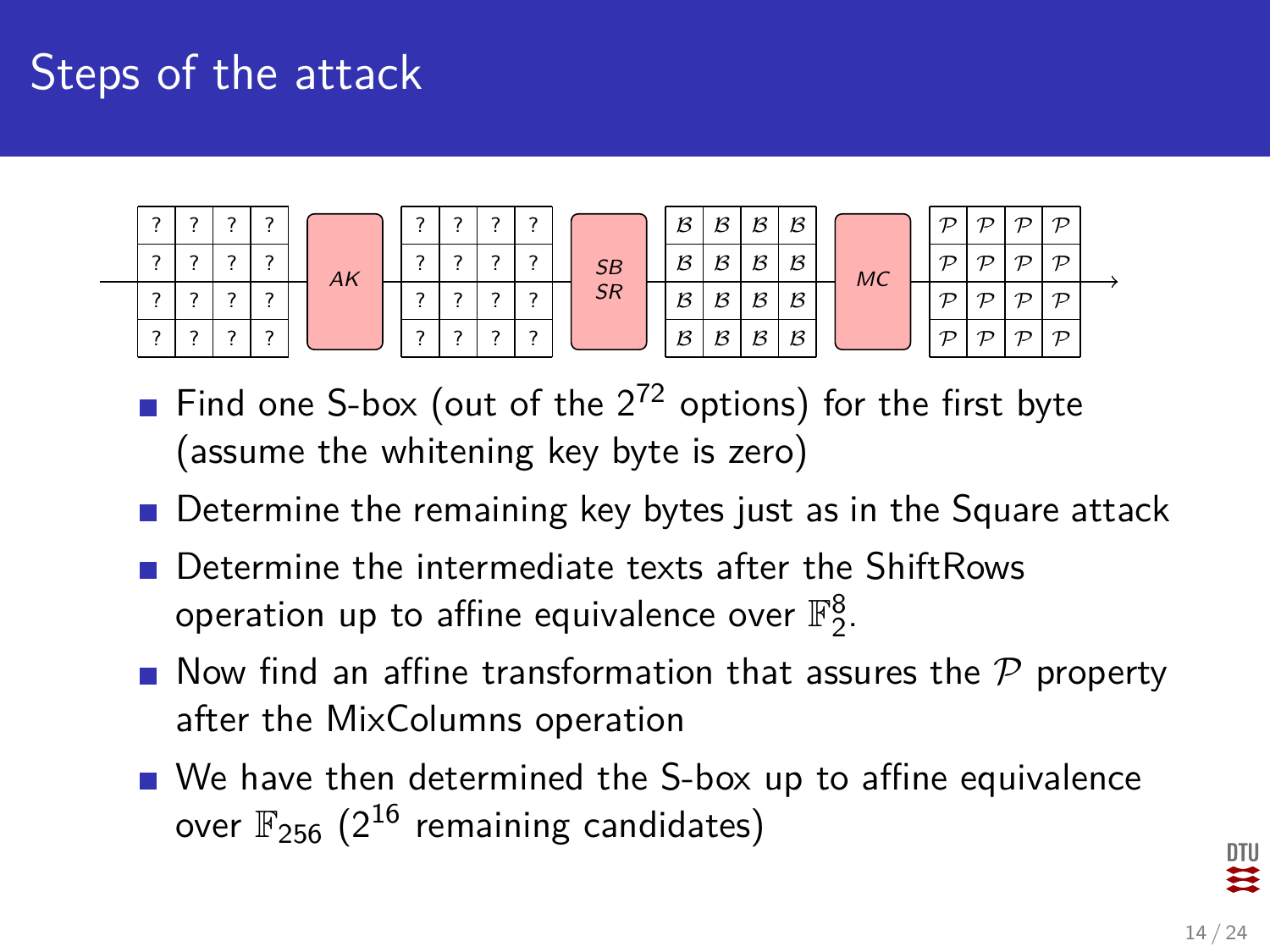# Steps of the attack

| ? | ? | ? | ? |
|---|---|---|---|
| ? | ? | ? | ? |
| ? | ? | ? | ? |
| ? | ? | ? | ? |

→ *AK* →

| ? | ? | ? | ? |
|---|---|---|---|
| ? | ? | ? | ? |
| ? | ? | ? | ? |
| ? | ? | ? | ? |

→ *SB SR* →

| $\mathcal{B}$ | $\mathcal{B}$ | $\mathcal{B}$ | $\mathcal{B}$ |
|---|---|---|---|
| $\mathcal{B}$ | $\mathcal{B}$ | $\mathcal{B}$ | $\mathcal{B}$ |
| $\mathcal{B}$ | $\mathcal{B}$ | $\mathcal{B}$ | $\mathcal{B}$ |
| $\mathcal{B}$ | $\mathcal{B}$ | $\mathcal{B}$ | $\mathcal{B}$ |

→ *MC* →

| $\mathcal{P}$ | $\mathcal{P}$ | $\mathcal{P}$ | $\mathcal{P}$ |
|---|---|---|---|
| $\mathcal{P}$ | $\mathcal{P}$ | $\mathcal{P}$ | $\mathcal{P}$ |
| $\mathcal{P}$ | $\mathcal{P}$ | $\mathcal{P}$ | $\mathcal{P}$ |
| $\mathcal{P}$ | $\mathcal{P}$ | $\mathcal{P}$ | $\mathcal{P}$ |

- Find one S-box (out of the $2^{72}$ options) for the first byte (assume the whitening key byte is zero)
- Determine the remaining key bytes just as in the Square attack
- Determine the intermediate texts after the ShiftRows operation up to affine equivalence over $\mathbb{F}_2^8$.
- Now find an affine transformation that assures the $\mathcal{P}$ property after the MixColumns operation
- We have then determined the S-box up to affine equivalence over $\mathbb{F}_{256}$ ($2^{16}$ remaining candidates)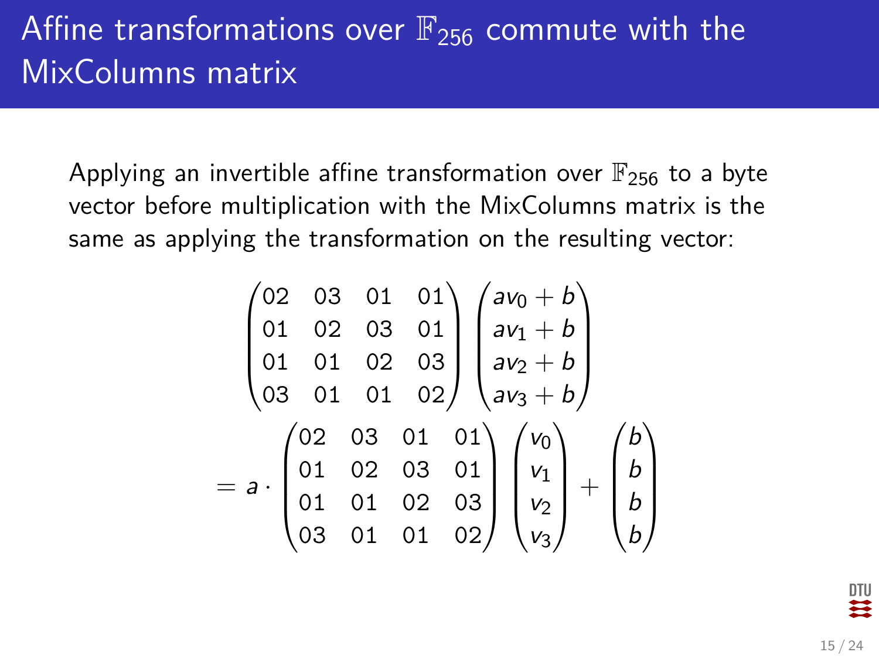# Affine transformations over $\mathbb{F}_{256}$ commute with the MixColumns matrix

Applying an invertible affine transformation over $\mathbb{F}_{256}$ to a byte vector before multiplication with the MixColumns matrix is the same as applying the transformation on the resulting vector:

$$
\begin{pmatrix} 02 & 03 & 01 & 01 \\ 01 & 02 & 03 & 01 \\ 01 & 01 & 02 & 03 \\ 03 & 01 & 01 & 02 \end{pmatrix} \begin{pmatrix} av_0 + b \\ av_1 + b \\ av_2 + b \\ av_3 + b \end{pmatrix}
$$

$$
= a \cdot \begin{pmatrix} 02 & 03 & 01 & 01 \\ 01 & 02 & 03 & 01 \\ 01 & 01 & 02 & 03 \\ 03 & 01 & 01 & 02 \end{pmatrix} \begin{pmatrix} v_0 \\ v_1 \\ v_2 \\ v_3 \end{pmatrix} + \begin{pmatrix} b \\ b \\ b \\ b \end{pmatrix}
$$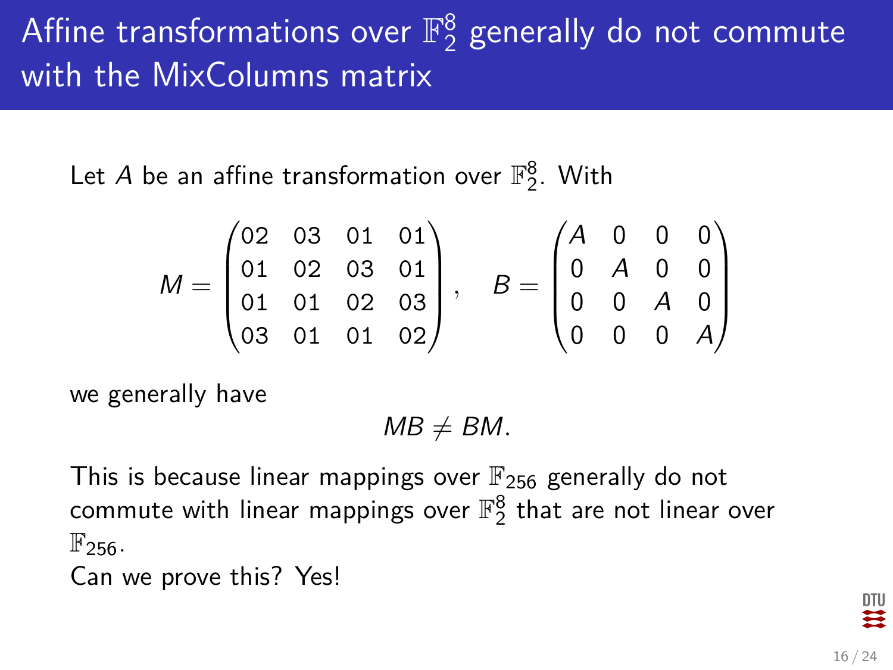# Affine transformations over $\mathbb{F}_2^8$ generally do not commute with the MixColumns matrix

Let $A$ be an affine transformation over $\mathbb{F}_2^8$. With

$$M = \begin{pmatrix} 02 & 03 & 01 & 01 \\ 01 & 02 & 03 & 01 \\ 01 & 01 & 02 & 03 \\ 03 & 01 & 01 & 02 \end{pmatrix}, \quad B = \begin{pmatrix} A & 0 & 0 & 0 \\ 0 & A & 0 & 0 \\ 0 & 0 & A & 0 \\ 0 & 0 & 0 & A \end{pmatrix}$$

we generally have

$$MB \neq BM.$$

This is because linear mappings over $\mathbb{F}_{256}$ generally do not commute with linear mappings over $\mathbb{F}_2^8$ that are not linear over $\mathbb{F}_{256}$.

Can we prove this? Yes!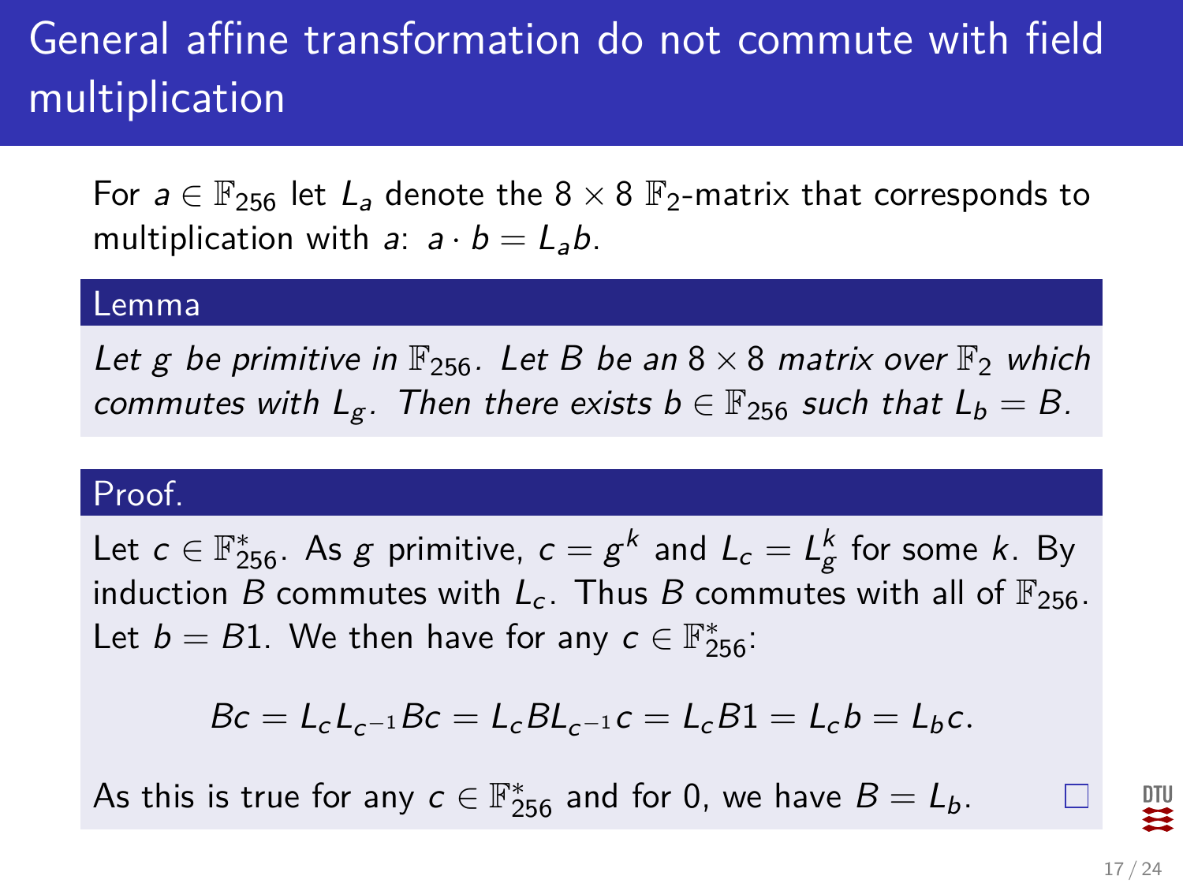# General affine transformation do not commute with field multiplication

For $a \in \mathbb{F}_{256}$ let $L_a$ denote the $8 \times 8$ $\mathbb{F}_2$-matrix that corresponds to multiplication with $a$: $a \cdot b = L_a b$.

**Lemma**

*Let $g$ be primitive in $\mathbb{F}_{256}$. Let $B$ be an $8 \times 8$ matrix over $\mathbb{F}_2$ which commutes with $L_g$. Then there exists $b \in \mathbb{F}_{256}$ such that $L_b = B$.*

**Proof.**

Let $c \in \mathbb{F}_{256}^*$. As $g$ primitive, $c = g^k$ and $L_c = L_g^k$ for some $k$. By induction $B$ commutes with $L_c$. Thus $B$ commutes with all of $\mathbb{F}_{256}$. Let $b = B1$. We then have for any $c \in \mathbb{F}_{256}^*$:

$$Bc = L_c L_{c^{-1}} Bc = L_c B L_{c^{-1}} c = L_c B1 = L_c b = L_b c.$$

As this is true for any $c \in \mathbb{F}_{256}^*$ and for 0, we have $B = L_b$. □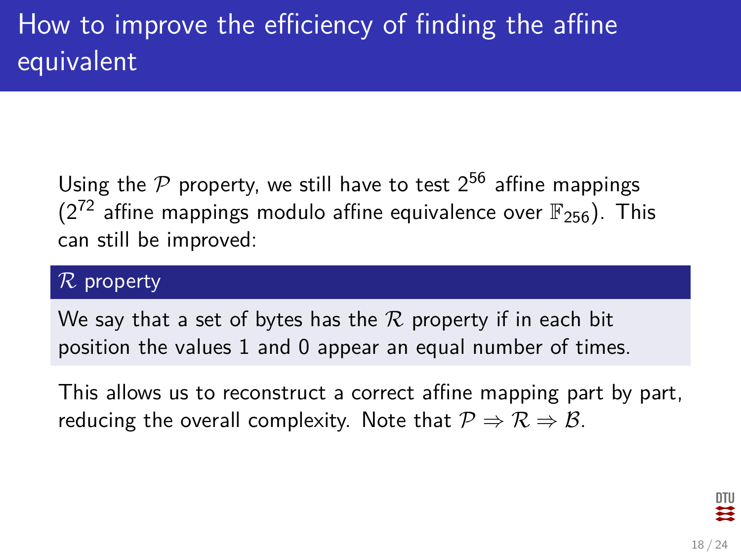# How to improve the efficiency of finding the affine equivalent

Using the $\mathcal{P}$ property, we still have to test $2^{56}$ affine mappings ($2^{72}$ affine mappings modulo affine equivalence over $\mathbb{F}_{256}$). This can still be improved:

**$\mathcal{R}$ property**

We say that a set of bytes has the $\mathcal{R}$ property if in each bit position the values 1 and 0 appear an equal number of times.

This allows us to reconstruct a correct affine mapping part by part, reducing the overall complexity. Note that $\mathcal{P} \Rightarrow \mathcal{R} \Rightarrow \mathcal{B}$.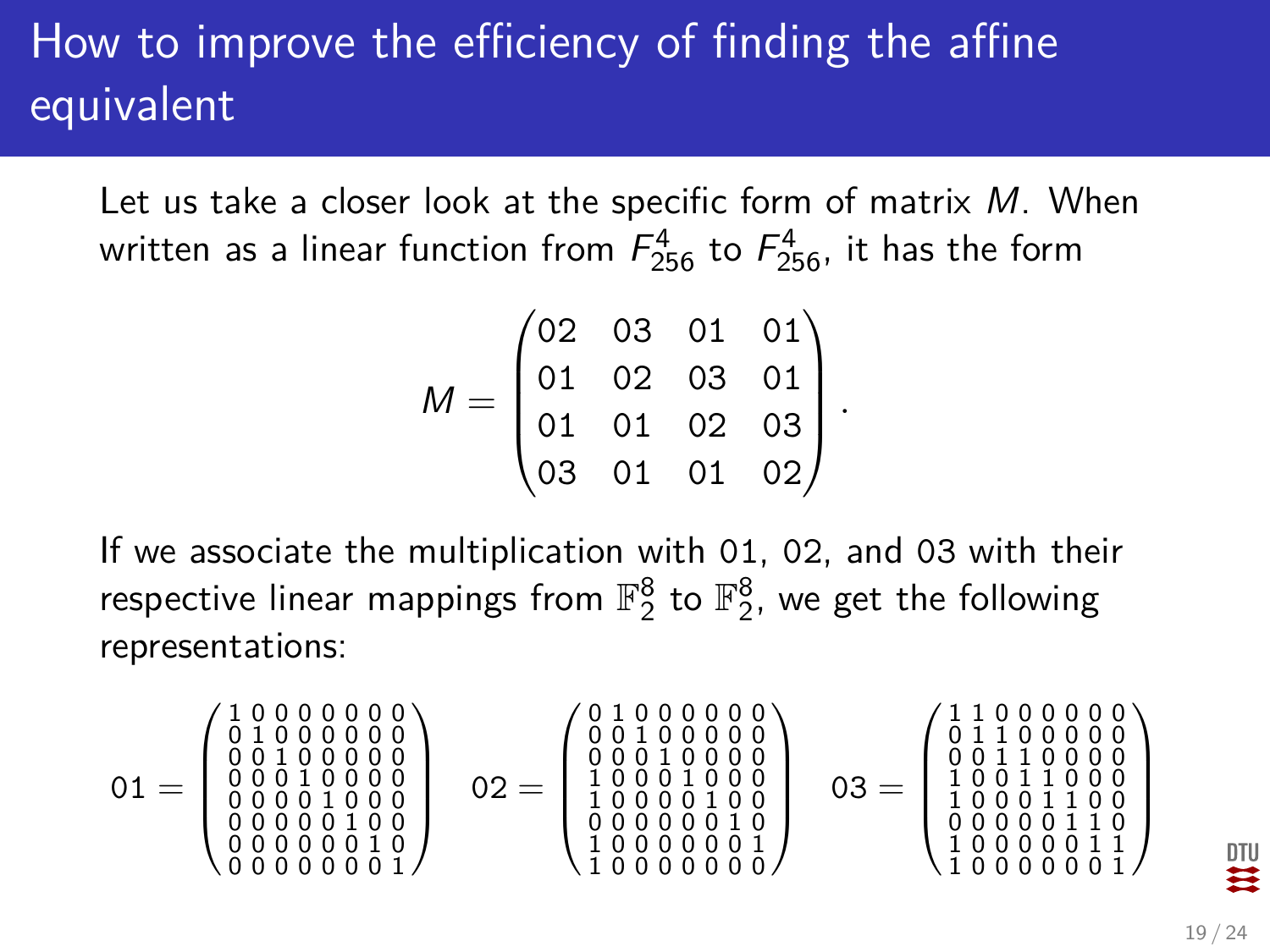# How to improve the efficiency of finding the affine equivalent

Let us take a closer look at the specific form of matrix $M$. When written as a linear function from $F_{256}^4$ to $F_{256}^4$, it has the form

$$M = \begin{pmatrix} 02 & 03 & 01 & 01 \\ 01 & 02 & 03 & 01 \\ 01 & 01 & 02 & 03 \\ 03 & 01 & 01 & 02 \end{pmatrix}.$$

If we associate the multiplication with 01, 02, and 03 with their respective linear mappings from $\mathbb{F}_2^8$ to $\mathbb{F}_2^8$, we get the following representations:

$$01 = \begin{pmatrix} 1&0&0&0&0&0&0&0 \\ 0&1&0&0&0&0&0&0 \\ 0&0&1&0&0&0&0&0 \\ 0&0&0&1&0&0&0&0 \\ 0&0&0&0&1&0&0&0 \\ 0&0&0&0&0&1&0&0 \\ 0&0&0&0&0&0&1&0 \\ 0&0&0&0&0&0&0&1 \end{pmatrix} \quad 02 = \begin{pmatrix} 0&1&0&0&0&0&0&0 \\ 0&0&1&0&0&0&0&0 \\ 0&0&0&1&0&0&0&0 \\ 1&0&0&0&1&0&0&0 \\ 1&0&0&0&0&1&0&0 \\ 0&0&0&0&0&0&1&0 \\ 1&0&0&0&0&0&0&1 \\ 1&0&0&0&0&0&0&0 \end{pmatrix} \quad 03 = \begin{pmatrix} 1&1&0&0&0&0&0&0 \\ 0&1&1&0&0&0&0&0 \\ 0&0&1&1&0&0&0&0 \\ 1&0&0&1&1&0&0&0 \\ 1&0&0&0&1&1&0&0 \\ 0&0&0&0&0&1&1&0 \\ 1&0&0&0&0&0&1&1 \\ 1&0&0&0&0&0&0&1 \end{pmatrix}$$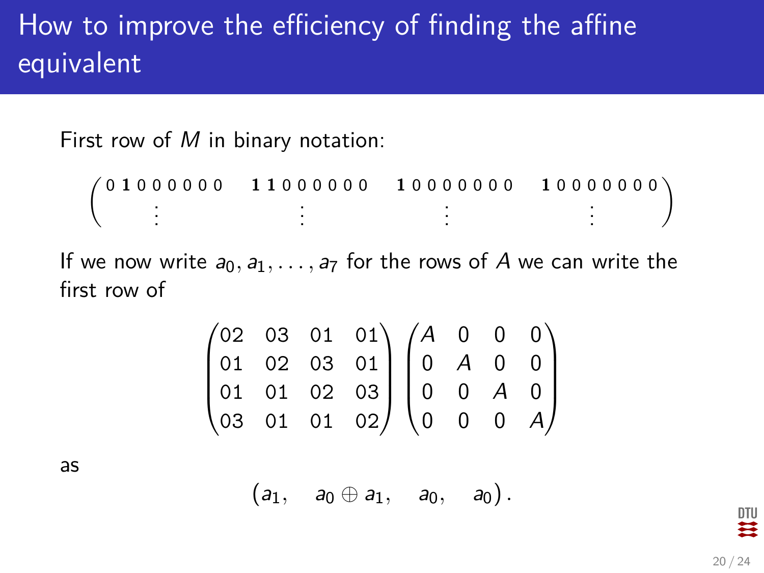# How to improve the efficiency of finding the affine equivalent

First row of $M$ in binary notation:

$$\begin{pmatrix} 0\,\mathbf{1}\,0\,0\,0\,0\,0\,0 & \mathbf{1}\,\mathbf{1}\,0\,0\,0\,0\,0\,0 & \mathbf{1}\,0\,0\,0\,0\,0\,0\,0 & \mathbf{1}\,0\,0\,0\,0\,0\,0\,0 \\ \vdots & \vdots & \vdots & \vdots \end{pmatrix}$$

If we now write $a_0, a_1, \ldots, a_7$ for the rows of $A$ we can write the first row of

$$\begin{pmatrix} 02 & 03 & 01 & 01 \\ 01 & 02 & 03 & 01 \\ 01 & 01 & 02 & 03 \\ 03 & 01 & 01 & 02 \end{pmatrix} \begin{pmatrix} A & 0 & 0 & 0 \\ 0 & A & 0 & 0 \\ 0 & 0 & A & 0 \\ 0 & 0 & 0 & A \end{pmatrix}$$

as

$$\begin{pmatrix} a_1, & a_0 \oplus a_1, & a_0, & a_0 \end{pmatrix}.$$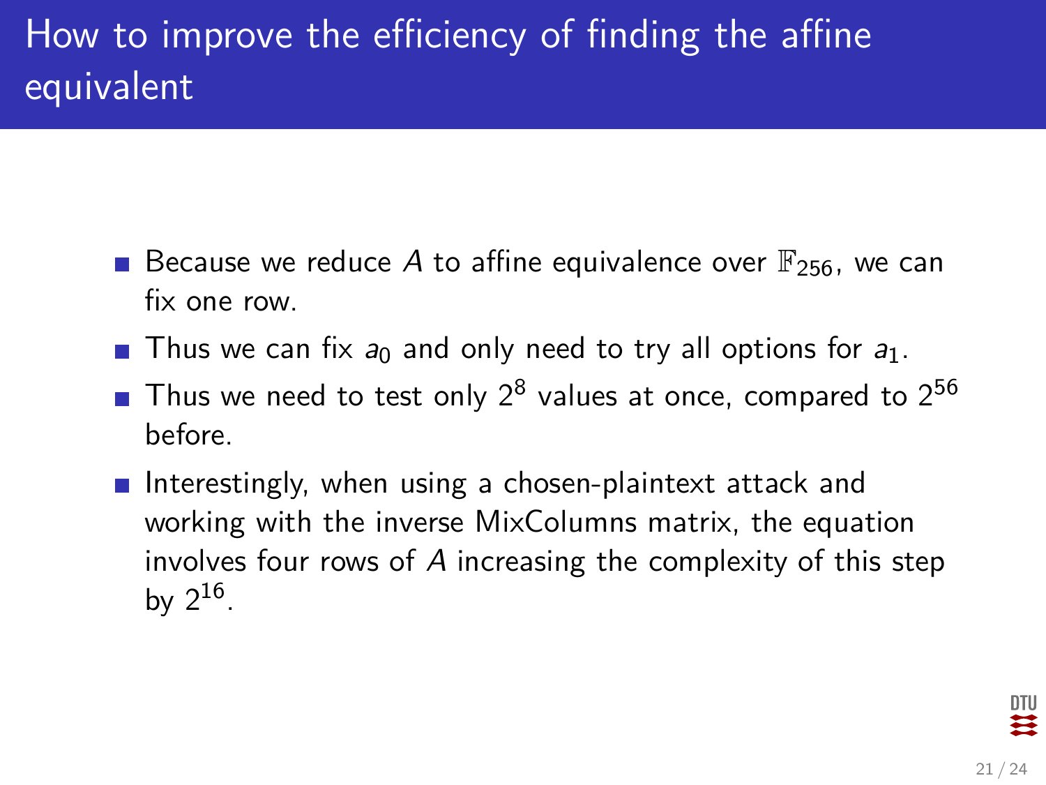# How to improve the efficiency of finding the affine equivalent

- Because we reduce $A$ to affine equivalence over $\mathbb{F}_{256}$, we can fix one row.
- Thus we can fix $a_0$ and only need to try all options for $a_1$.
- Thus we need to test only $2^8$ values at once, compared to $2^{56}$ before.
- Interestingly, when using a chosen-plaintext attack and working with the inverse MixColumns matrix, the equation involves four rows of $A$ increasing the complexity of this step by $2^{16}$.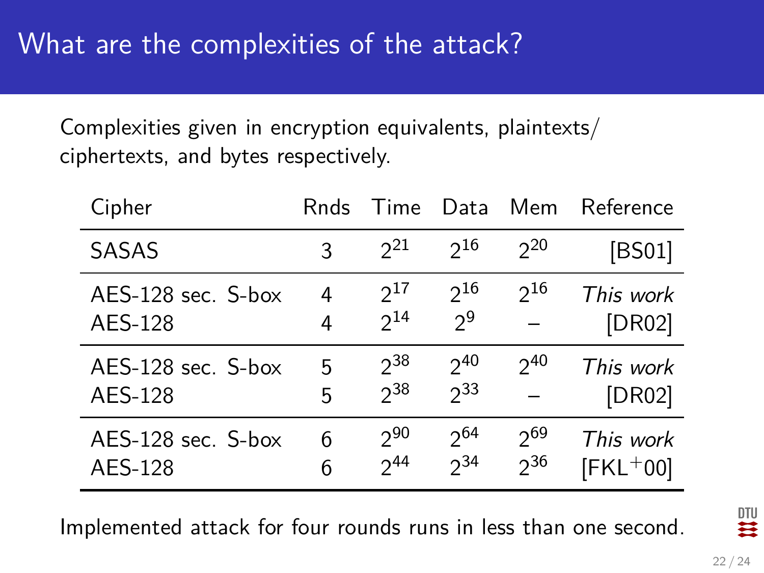# What are the complexities of the attack?

Complexities given in encryption equivalents, plaintexts/ ciphertexts, and bytes respectively.

| Cipher | Rnds | Time | Data | Mem | Reference |
|---|---|---|---|---|---|
| SASAS | 3 | $2^{21}$ | $2^{16}$ | $2^{20}$ | [BS01] |
| AES-128 sec. S-box | 4 | $2^{17}$ | $2^{16}$ | $2^{16}$ | *This work* |
| AES-128 | 4 | $2^{14}$ | $2^{9}$ | – | [DR02] |
| AES-128 sec. S-box | 5 | $2^{38}$ | $2^{40}$ | $2^{40}$ | *This work* |
| AES-128 | 5 | $2^{38}$ | $2^{33}$ | – | [DR02] |
| AES-128 sec. S-box | 6 | $2^{90}$ | $2^{64}$ | $2^{69}$ | *This work* |
| AES-128 | 6 | $2^{44}$ | $2^{34}$ | $2^{36}$ | [FKL+00] |

Implemented attack for four rounds runs in less than one second.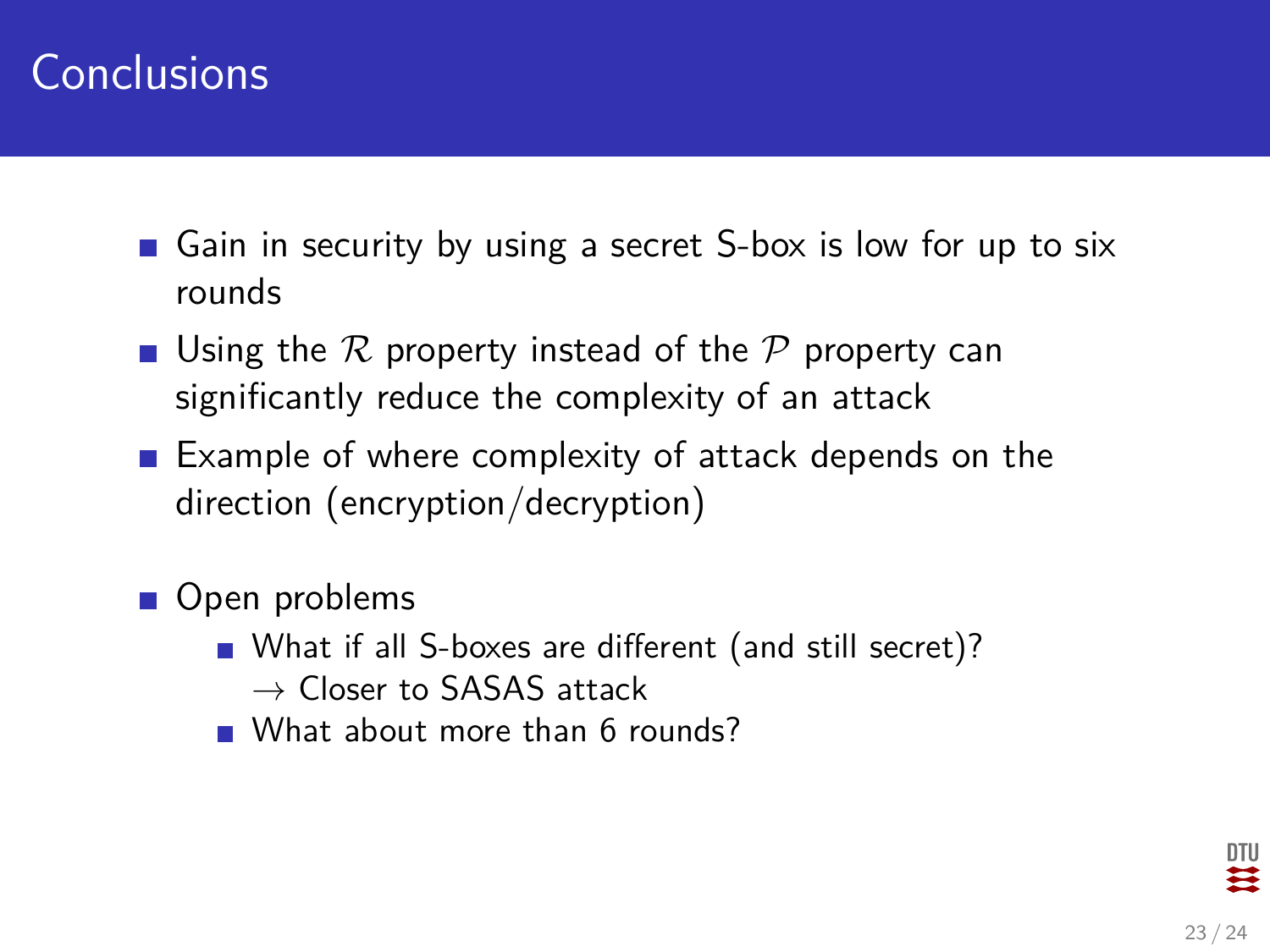# Conclusions

- Gain in security by using a secret S-box is low for up to six rounds
- Using the $\mathcal{R}$ property instead of the $\mathcal{P}$ property can significantly reduce the complexity of an attack
- Example of where complexity of attack depends on the direction (encryption/decryption)
- Open problems
  - What if all S-boxes are different (and still secret)?  
    $\rightarrow$ Closer to SASAS attack
  - What about more than 6 rounds?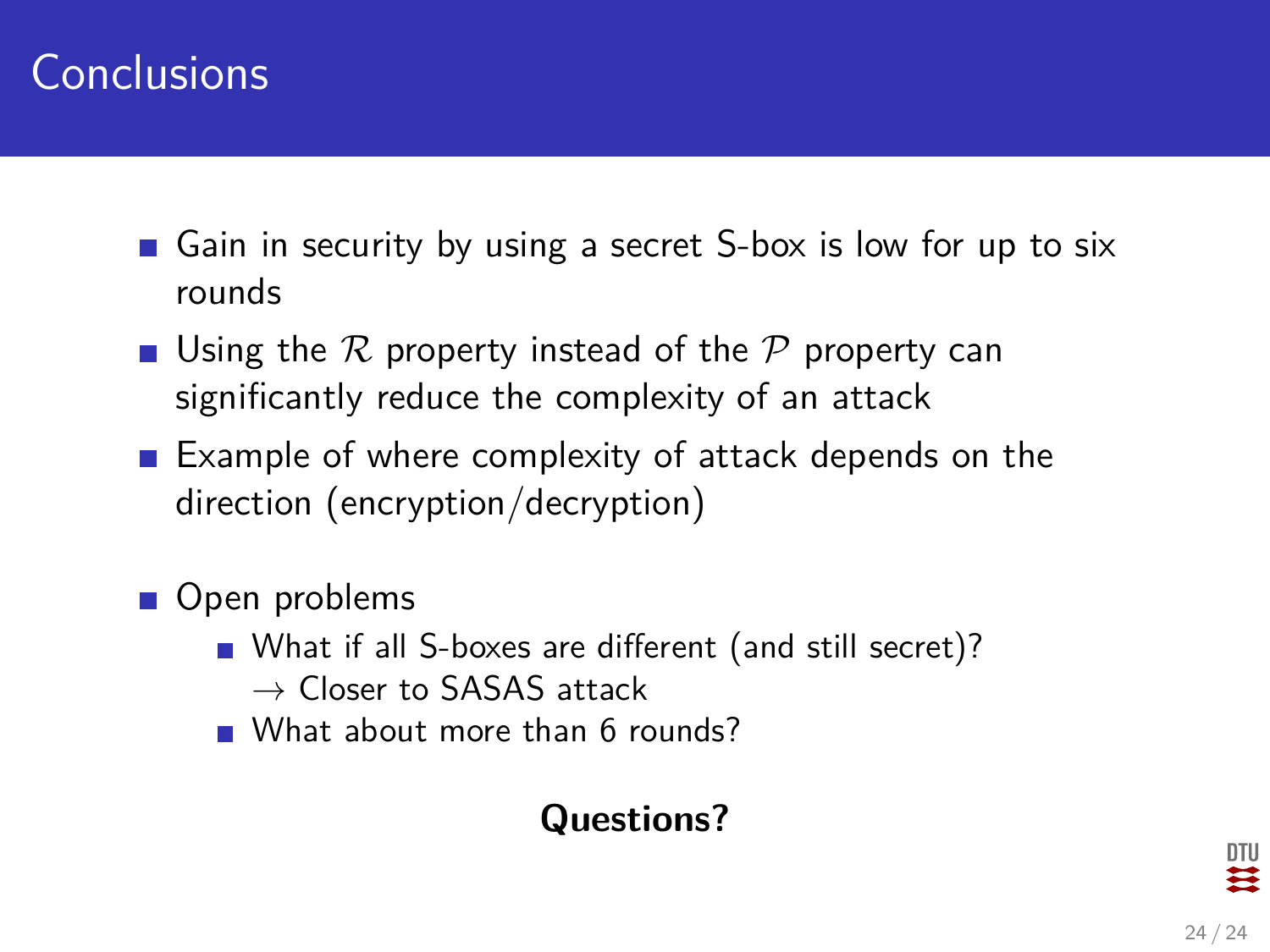# Conclusions

- Gain in security by using a secret S-box is low for up to six rounds
- Using the $\mathcal{R}$ property instead of the $\mathcal{P}$ property can significantly reduce the complexity of an attack
- Example of where complexity of attack depends on the direction (encryption/decryption)

- Open problems
  - What if all S-boxes are different (and still secret)? $\rightarrow$ Closer to SASAS attack
  - What about more than 6 rounds?

**Questions?**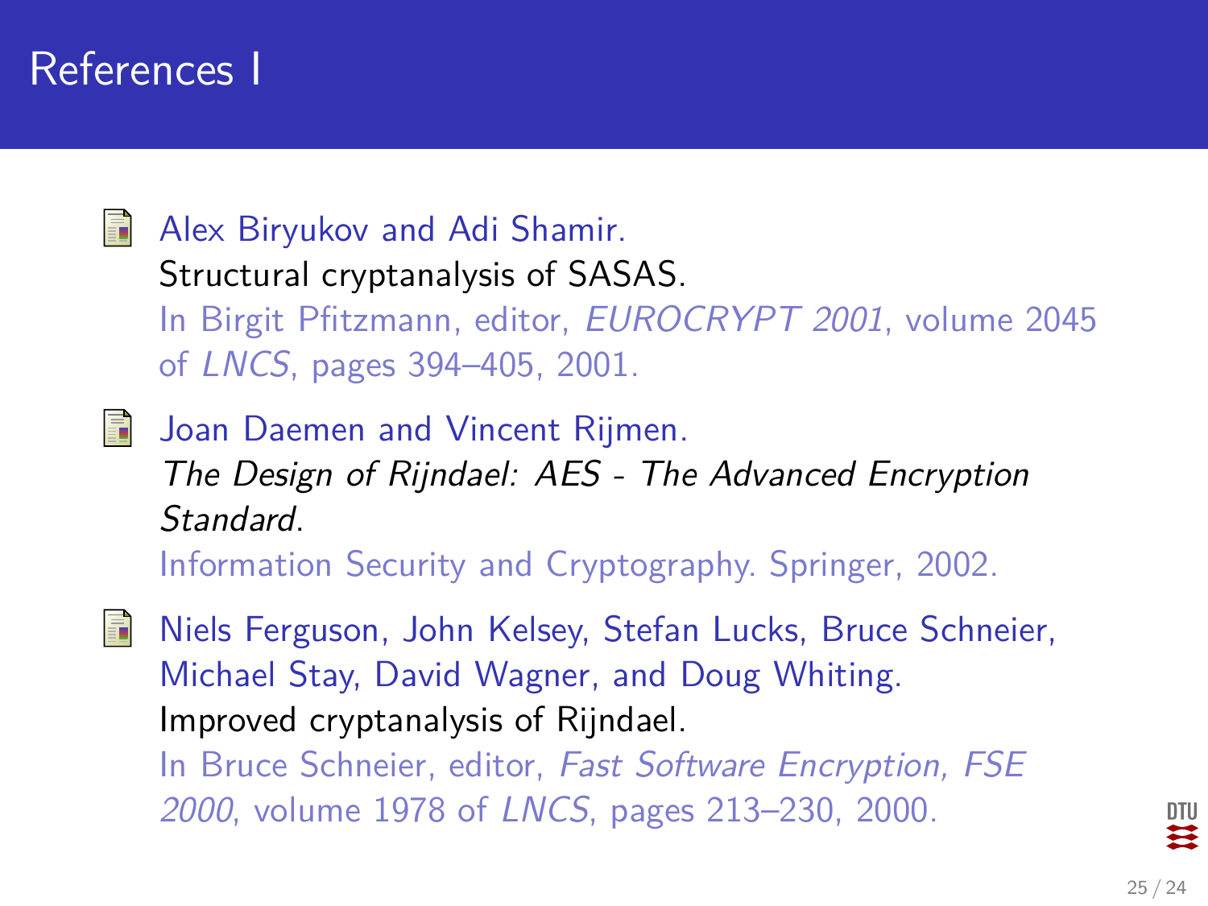# References I

- Alex Biryukov and Adi Shamir.
  Structural cryptanalysis of SASAS.
  In Birgit Pfitzmann, editor, *EUROCRYPT 2001*, volume 2045 of *LNCS*, pages 394–405, 2001.

- Joan Daemen and Vincent Rijmen.
  *The Design of Rijndael: AES - The Advanced Encryption Standard*.
  Information Security and Cryptography. Springer, 2002.

- Niels Ferguson, John Kelsey, Stefan Lucks, Bruce Schneier, Michael Stay, David Wagner, and Doug Whiting.
  Improved cryptanalysis of Rijndael.
  In Bruce Schneier, editor, *Fast Software Encryption, FSE 2000*, volume 1978 of *LNCS*, pages 213–230, 2000.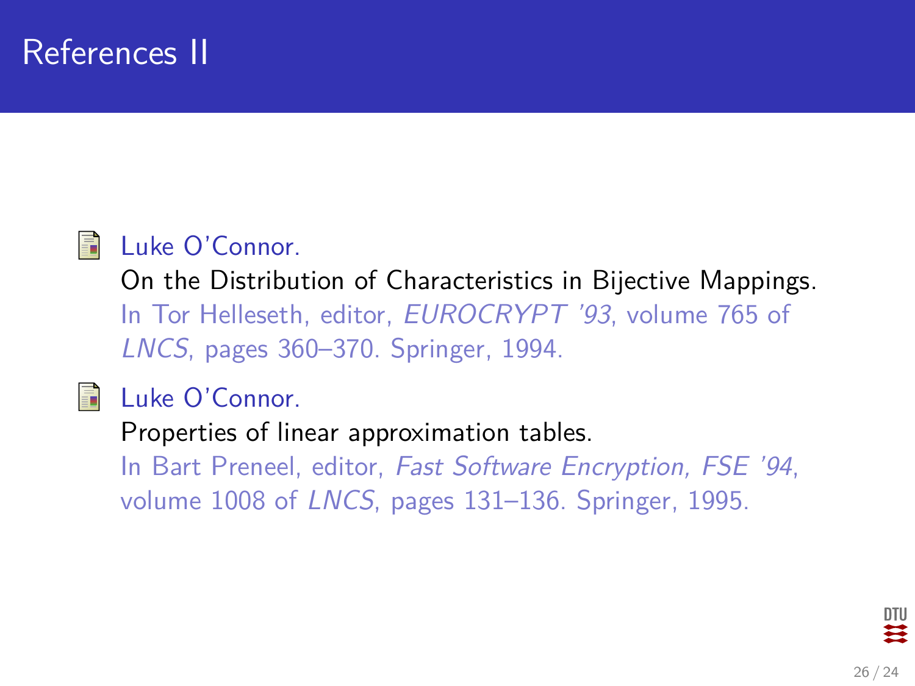# References II

- Luke O'Connor.
  On the Distribution of Characteristics in Bijective Mappings.
  In Tor Helleseth, editor, *EUROCRYPT '93*, volume 765 of *LNCS*, pages 360–370. Springer, 1994.

- Luke O'Connor.
  Properties of linear approximation tables.
  In Bart Preneel, editor, *Fast Software Encryption, FSE '94*, volume 1008 of *LNCS*, pages 131–136. Springer, 1995.